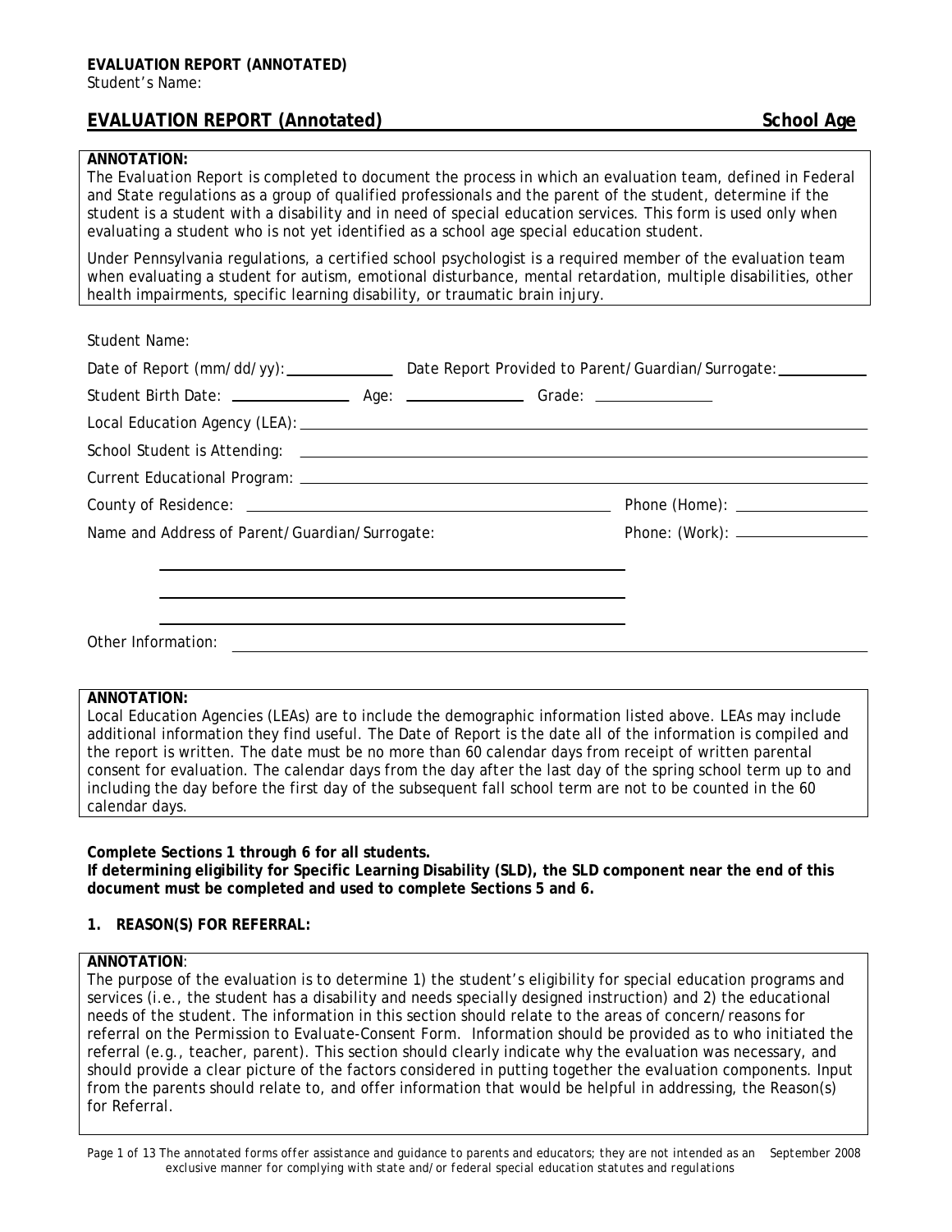**EVALUATION REPORT (ANNOTATED)**
Student's Name:

## EVALUATION REPORT (Annotated) — School Age

**ANNOTATION:**
The Evaluation Report is completed to document the process in which an evaluation team, defined in Federal and State regulations as a group of qualified professionals and the parent of the student, determine if the student is a student with a disability and in need of special education services. This form is used only when evaluating a student who is not yet identified as a school age special education student.

Under Pennsylvania regulations, a certified school psychologist is a required member of the evaluation team when evaluating a student for autism, emotional disturbance, mental retardation, multiple disabilities, other health impairments, specific learning disability, or traumatic brain injury.

Student Name:

Date of Report (mm/dd/yy): ____________ Date Report Provided to Parent/Guardian/Surrogate: ____________

Student Birth Date: ____________ Age: ____________ Grade: ____________

Local Education Agency (LEA): ____________

School Student is Attending: ____________

Current Educational Program: ____________

County of Residence: ____________ Phone (Home): ____________

Name and Address of Parent/Guardian/Surrogate: ____________ Phone: (Work): ____________

____________

____________

____________

Other Information: ____________

**ANNOTATION:**
Local Education Agencies (LEAs) are to include the demographic information listed above. LEAs may include additional information they find useful. The Date of Report is the date all of the information is compiled and the report is written. The date must be no more than 60 calendar days from receipt of written parental consent for evaluation. The calendar days from the day after the last day of the spring school term up to and including the day before the first day of the subsequent fall school term are not to be counted in the 60 calendar days.

**Complete Sections 1 through 6 for all students.**
**If determining eligibility for Specific Learning Disability (SLD), the SLD component near the end of this document must be completed and used to complete Sections 5 and 6.**

### 1. REASON(S) FOR REFERRAL:

**ANNOTATION**:
The purpose of the evaluation is to determine 1) the student's eligibility for special education programs and services (i.e., the student has a disability and needs specially designed instruction) and 2) the educational needs of the student. The information in this section should relate to the areas of concern/reasons for referral on the Permission to Evaluate-Consent Form. Information should be provided as to who initiated the referral (e.g., teacher, parent). This section should clearly indicate why the evaluation was necessary, and should provide a clear picture of the factors considered in putting together the evaluation components. Input from the parents should relate to, and offer information that would be helpful in addressing, the Reason(s) for Referral.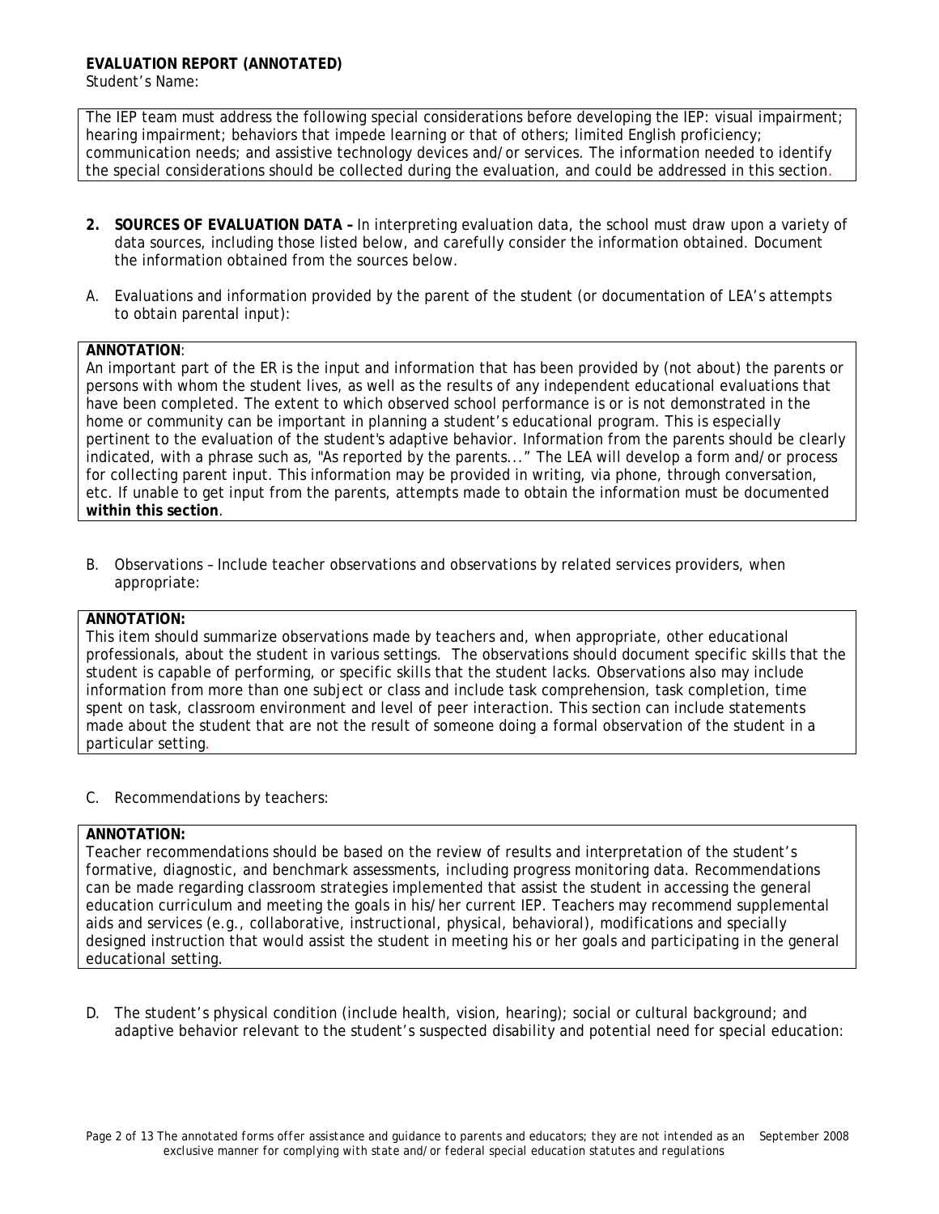**EVALUATION REPORT (ANNOTATED)**
Student's Name:

The IEP team must address the following special considerations before developing the IEP: visual impairment; hearing impairment; behaviors that impede learning or that of others; limited English proficiency; communication needs; and assistive technology devices and/or services. The information needed to identify the special considerations should be collected during the evaluation, and could be addressed in this section.

**2. SOURCES OF EVALUATION DATA –** In interpreting evaluation data, the school must draw upon a variety of data sources, including those listed below, and carefully consider the information obtained. Document the information obtained from the sources below.

A. Evaluations and information provided by the parent of the student (or documentation of LEA's attempts to obtain parental input):

**ANNOTATION**:
An important part of the ER is the input and information that has been provided by (not about) the parents or persons with whom the student lives, as well as the results of any independent educational evaluations that have been completed. The extent to which observed school performance is or is not demonstrated in the home or community can be important in planning a student's educational program. This is especially pertinent to the evaluation of the student's adaptive behavior. Information from the parents should be clearly indicated, with a phrase such as, "As reported by the parents..." The LEA will develop a form and/or process for collecting parent input. This information may be provided in writing, via phone, through conversation, etc. If unable to get input from the parents, attempts made to obtain the information must be documented **within this section**.

B. Observations – Include teacher observations and observations by related services providers, when appropriate:

**ANNOTATION:**
This item should summarize observations made by teachers and, when appropriate, other educational professionals, about the student in various settings. The observations should document specific skills that the student is capable of performing, or specific skills that the student lacks. Observations also may include information from more than one subject or class and include task comprehension, task completion, time spent on task, classroom environment and level of peer interaction. This section can include statements made about the student that are not the result of someone doing a formal observation of the student in a particular setting.

C. Recommendations by teachers:

**ANNOTATION:**
Teacher recommendations should be based on the review of results and interpretation of the student's formative, diagnostic, and benchmark assessments, including progress monitoring data. Recommendations can be made regarding classroom strategies implemented that assist the student in accessing the general education curriculum and meeting the goals in his/her current IEP. Teachers may recommend supplemental aids and services (e.g., collaborative, instructional, physical, behavioral), modifications and specially designed instruction that would assist the student in meeting his or her goals and participating in the general educational setting.

D. The student's physical condition (include health, vision, hearing); social or cultural background; and adaptive behavior relevant to the student's suspected disability and potential need for special education: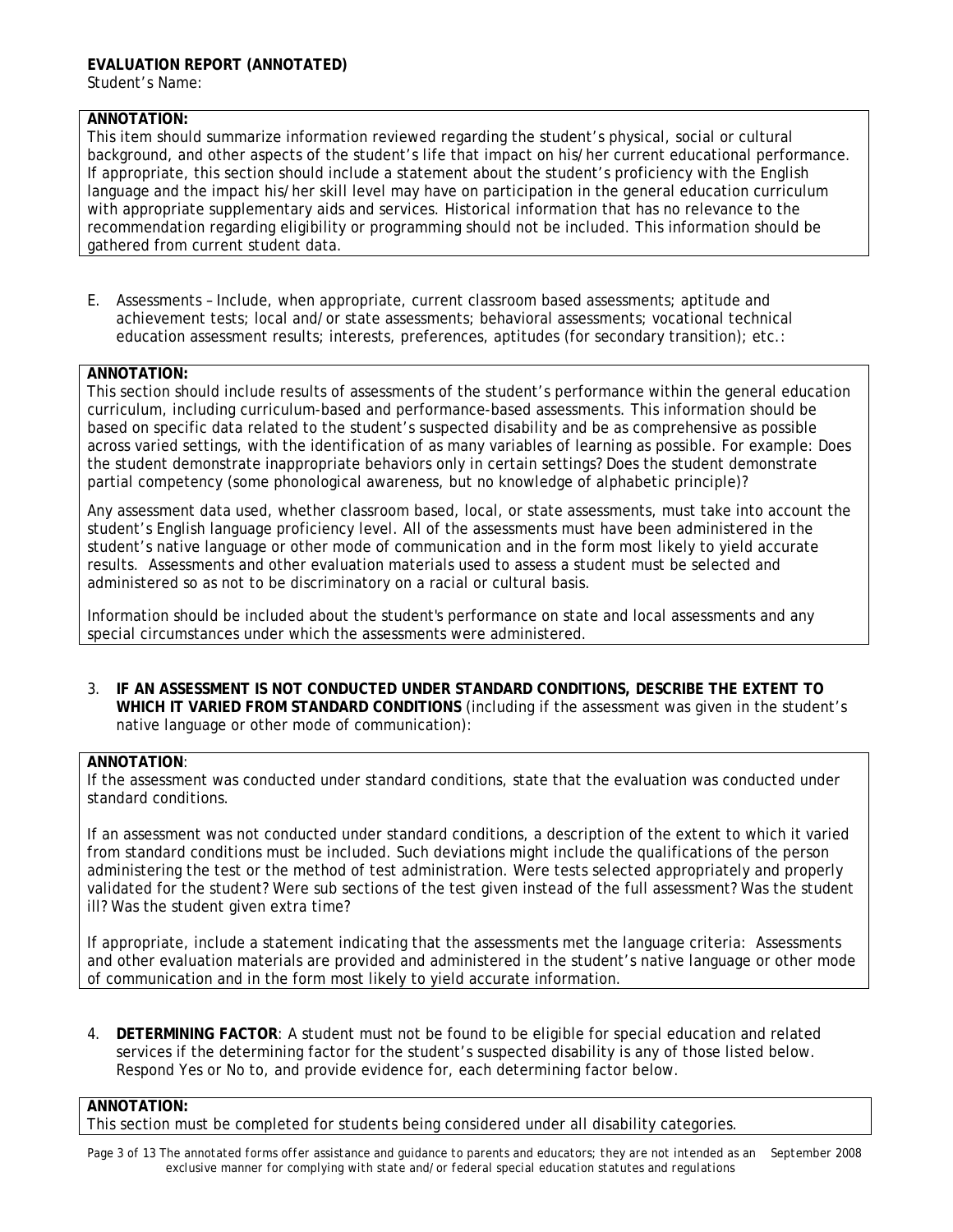**EVALUATION REPORT (ANNOTATED)**

Student's Name:

**ANNOTATION:**
This item should summarize information reviewed regarding the student's physical, social or cultural background, and other aspects of the student's life that impact on his/her current educational performance. If appropriate, this section should include a statement about the student's proficiency with the English language and the impact his/her skill level may have on participation in the general education curriculum with appropriate supplementary aids and services. Historical information that has no relevance to the recommendation regarding eligibility or programming should not be included. This information should be gathered from current student data.

E. Assessments – Include, when appropriate, current classroom based assessments; aptitude and achievement tests; local and/or state assessments; behavioral assessments; vocational technical education assessment results; interests, preferences, aptitudes (for secondary transition); etc.:

**ANNOTATION:**
This section should include results of assessments of the student's performance within the general education curriculum, including curriculum-based and performance-based assessments. This information should be based on specific data related to the student's suspected disability and be as comprehensive as possible across varied settings, with the identification of as many variables of learning as possible. For example: Does the student demonstrate inappropriate behaviors only in certain settings? Does the student demonstrate partial competency (some phonological awareness, but no knowledge of alphabetic principle)?

Any assessment data used, whether classroom based, local, or state assessments, must take into account the student's English language proficiency level. All of the assessments must have been administered in the student's native language or other mode of communication and in the form most likely to yield accurate results. Assessments and other evaluation materials used to assess a student must be selected and administered so as not to be discriminatory on a racial or cultural basis.

Information should be included about the student's performance on state and local assessments and any special circumstances under which the assessments were administered.

3. **IF AN ASSESSMENT IS NOT CONDUCTED UNDER STANDARD CONDITIONS, DESCRIBE THE EXTENT TO WHICH IT VARIED FROM STANDARD CONDITIONS** (including if the assessment was given in the student's native language or other mode of communication):

**ANNOTATION**:
If the assessment was conducted under standard conditions, state that the evaluation was conducted under standard conditions.

If an assessment was not conducted under standard conditions, a description of the extent to which it varied from standard conditions must be included. Such deviations might include the qualifications of the person administering the test or the method of test administration. Were tests selected appropriately and properly validated for the student? Were sub sections of the test given instead of the full assessment? Was the student ill? Was the student given extra time?

If appropriate, include a statement indicating that the assessments met the language criteria: Assessments and other evaluation materials are provided and administered in the student's native language or other mode of communication and in the form most likely to yield accurate information.

4. **DETERMINING FACTOR**: A student must not be found to be eligible for special education and related services if the determining factor for the student's suspected disability is any of those listed below. Respond Yes or No to, and provide evidence for, each determining factor below.

**ANNOTATION:**
This section must be completed for students being considered under all disability categories.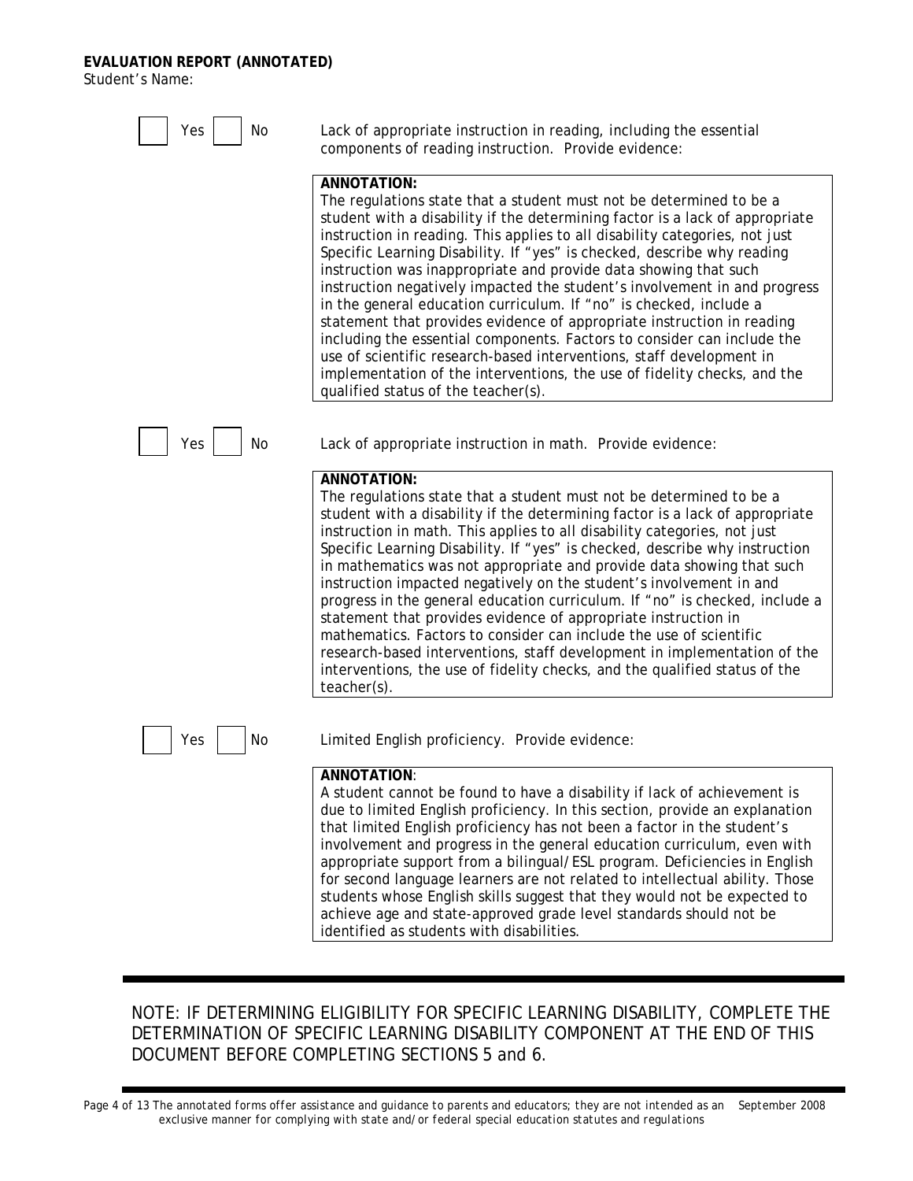**EVALUATION REPORT (ANNOTATED)**

Student's Name:

☐ Yes ☐ No — Lack of appropriate instruction in reading, including the essential components of reading instruction. Provide evidence:

> **ANNOTATION:**
> The regulations state that a student must not be determined to be a student with a disability if the determining factor is a lack of appropriate instruction in reading. This applies to all disability categories, not just Specific Learning Disability. If "yes" is checked, describe why reading instruction was inappropriate and provide data showing that such instruction negatively impacted the student's involvement in and progress in the general education curriculum. If "no" is checked, include a statement that provides evidence of appropriate instruction in reading including the essential components. Factors to consider can include the use of scientific research-based interventions, staff development in implementation of the interventions, the use of fidelity checks, and the qualified status of the teacher(s).

☐ Yes ☐ No — Lack of appropriate instruction in math. Provide evidence:

> **ANNOTATION:**
> The regulations state that a student must not be determined to be a student with a disability if the determining factor is a lack of appropriate instruction in math. This applies to all disability categories, not just Specific Learning Disability. If "yes" is checked, describe why instruction in mathematics was not appropriate and provide data showing that such instruction impacted negatively on the student's involvement in and progress in the general education curriculum. If "no" is checked, include a statement that provides evidence of appropriate instruction in mathematics. Factors to consider can include the use of scientific research-based interventions, staff development in implementation of the interventions, the use of fidelity checks, and the qualified status of the teacher(s).

☐ Yes ☐ No — Limited English proficiency. Provide evidence:

> **ANNOTATION**:
> A student cannot be found to have a disability if lack of achievement is due to limited English proficiency. In this section, provide an explanation that limited English proficiency has not been a factor in the student's involvement and progress in the general education curriculum, even with appropriate support from a bilingual/ESL program. Deficiencies in English for second language learners are not related to intellectual ability. Those students whose English skills suggest that they would not be expected to achieve age and state-approved grade level standards should not be identified as students with disabilities.

---

NOTE: IF DETERMINING ELIGIBILITY FOR SPECIFIC LEARNING DISABILITY, COMPLETE THE DETERMINATION OF SPECIFIC LEARNING DISABILITY COMPONENT AT THE END OF THIS DOCUMENT BEFORE COMPLETING SECTIONS 5 and 6.

---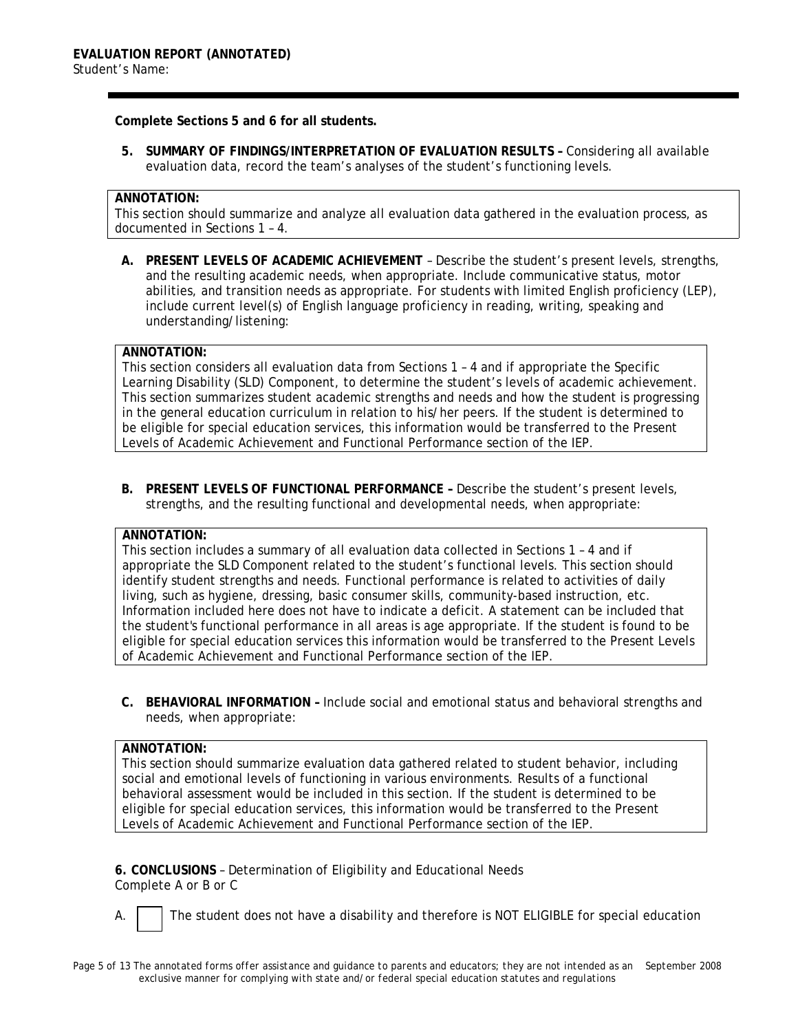**EVALUATION REPORT (ANNOTATED)**
Student's Name:

**Complete Sections 5 and 6 for all students.**

**5. SUMMARY OF FINDINGS/INTERPRETATION OF EVALUATION RESULTS –** Considering all available evaluation data, record the team's analyses of the student's functioning levels.

**ANNOTATION:**
This section should summarize and analyze all evaluation data gathered in the evaluation process, as documented in Sections 1 – 4.

**A. PRESENT LEVELS OF ACADEMIC ACHIEVEMENT** – Describe the student's present levels, strengths, and the resulting academic needs, when appropriate. Include communicative status, motor abilities, and transition needs as appropriate. For students with limited English proficiency (LEP), include current level(s) of English language proficiency in reading, writing, speaking and understanding/listening:

**ANNOTATION:**
This section considers all evaluation data from Sections 1 – 4 and if appropriate the Specific Learning Disability (SLD) Component, to determine the student's levels of academic achievement. This section summarizes student academic strengths and needs and how the student is progressing in the general education curriculum in relation to his/her peers. If the student is determined to be eligible for special education services, this information would be transferred to the Present Levels of Academic Achievement and Functional Performance section of the IEP.

**B. PRESENT LEVELS OF FUNCTIONAL PERFORMANCE –** Describe the student's present levels, strengths, and the resulting functional and developmental needs, when appropriate:

**ANNOTATION:**
This section includes a summary of all evaluation data collected in Sections 1 – 4 and if appropriate the SLD Component related to the student's functional levels. This section should identify student strengths and needs. Functional performance is related to activities of daily living, such as hygiene, dressing, basic consumer skills, community-based instruction, etc. Information included here does not have to indicate a deficit. A statement can be included that the student's functional performance in all areas is age appropriate. If the student is found to be eligible for special education services this information would be transferred to the Present Levels of Academic Achievement and Functional Performance section of the IEP.

**C. BEHAVIORAL INFORMATION –** Include social and emotional status and behavioral strengths and needs, when appropriate:

**ANNOTATION:**
This section should summarize evaluation data gathered related to student behavior, including social and emotional levels of functioning in various environments. Results of a functional behavioral assessment would be included in this section. If the student is determined to be eligible for special education services, this information would be transferred to the Present Levels of Academic Achievement and Functional Performance section of the IEP.

**6. CONCLUSIONS** – Determination of Eligibility and Educational Needs
Complete A or B or C

A. ☐ The student does not have a disability and therefore is NOT ELIGIBLE for special education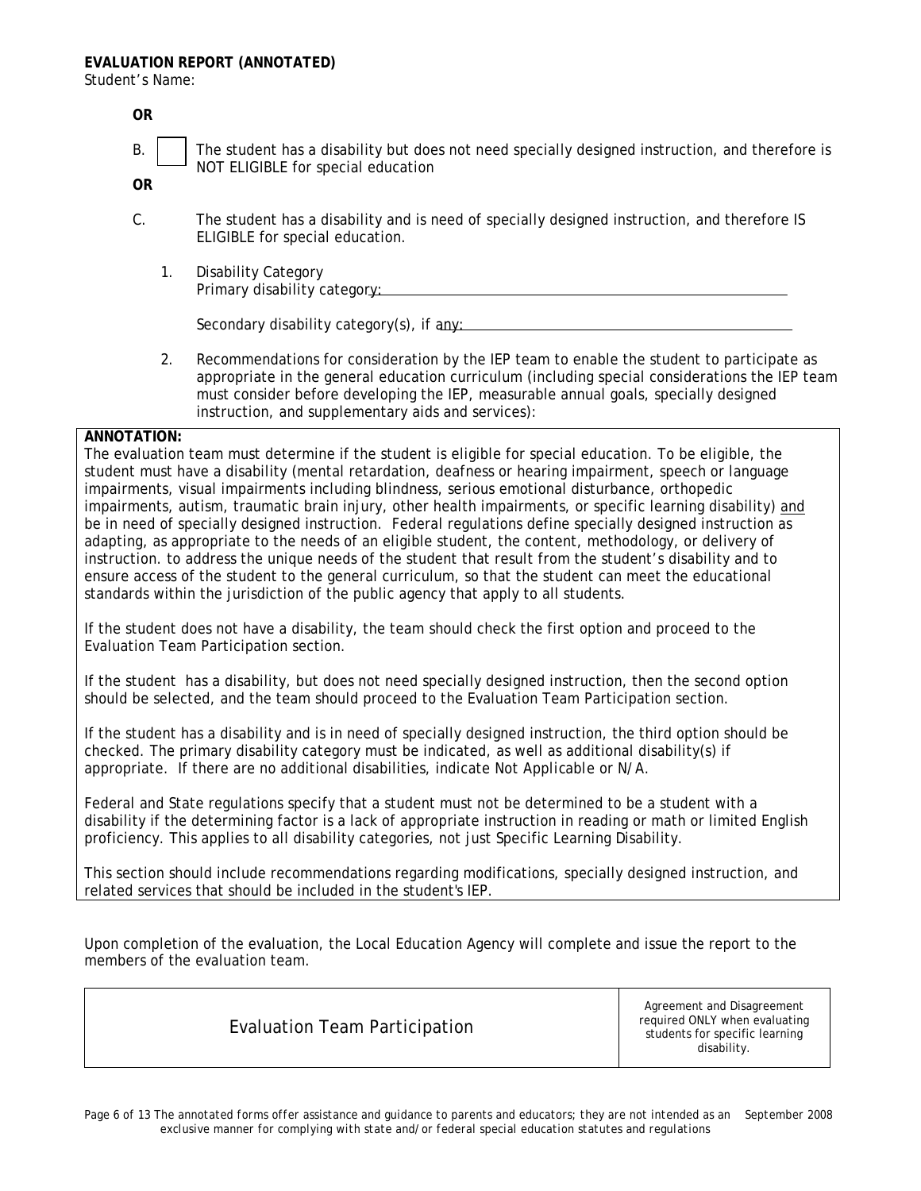**EVALUATION REPORT (ANNOTATED)**
Student's Name:

**OR**

B. ☐ The student has a disability but does not need specially designed instruction, and therefore is NOT ELIGIBLE for special education

**OR**

C. The student has a disability and is need of specially designed instruction, and therefore IS ELIGIBLE for special education.

1. Disability Category
   Primary disability category: ______________________________

   Secondary disability category(s), if any: ______________________________

2. Recommendations for consideration by the IEP team to enable the student to participate as appropriate in the general education curriculum (including special considerations the IEP team must consider before developing the IEP, measurable annual goals, specially designed instruction, and supplementary aids and services):

**ANNOTATION:**
The evaluation team must determine if the student is eligible for special education. To be eligible, the student must have a disability (mental retardation, deafness or hearing impairment, speech or language impairments, visual impairments including blindness, serious emotional disturbance, orthopedic impairments, autism, traumatic brain injury, other health impairments, or specific learning disability) <u>and</u> be in need of specially designed instruction. Federal regulations define specially designed instruction as adapting, as appropriate to the needs of an eligible student, the content, methodology, or delivery of instruction. to address the unique needs of the student that result from the student's disability and to ensure access of the student to the general curriculum, so that the student can meet the educational standards within the jurisdiction of the public agency that apply to all students.

If the student does not have a disability, the team should check the first option and proceed to the Evaluation Team Participation section.

If the student has a disability, but does not need specially designed instruction, then the second option should be selected, and the team should proceed to the Evaluation Team Participation section.

If the student has a disability and is in need of specially designed instruction, the third option should be checked. The primary disability category must be indicated, as well as additional disability(s) if appropriate. If there are no additional disabilities, indicate *Not Applicable* or *N/A*.

Federal and State regulations specify that a student must not be determined to be a student with a disability if the determining factor is a lack of appropriate instruction in reading or math or limited English proficiency. This applies to all disability categories, not just Specific Learning Disability.

This section should include recommendations regarding modifications, specially designed instruction, and related services that should be included in the student's IEP.

Upon completion of the evaluation, the Local Education Agency will complete and issue the report to the members of the evaluation team.

| Evaluation Team Participation | Agreement and Disagreement required ONLY when evaluating students for specific learning disability. |
|---|---|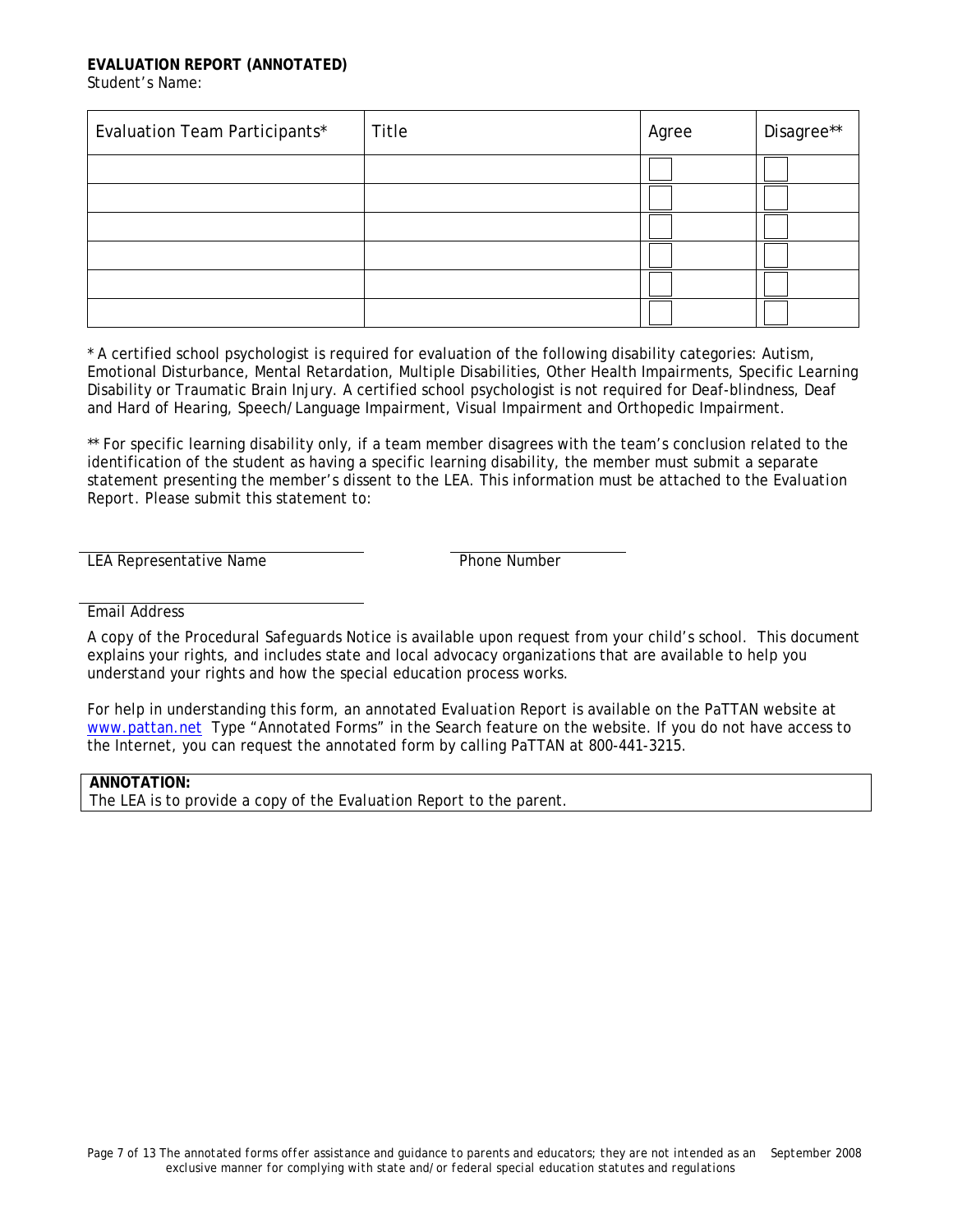**EVALUATION REPORT (ANNOTATED)**

Student's Name:

| Evaluation Team Participants* | Title | Agree | Disagree** |
|---|---|---|---|
| | | ☐ | ☐ |
| | | ☐ | ☐ |
| | | ☐ | ☐ |
| | | ☐ | ☐ |
| | | ☐ | ☐ |
| | | ☐ | ☐ |

* A certified school psychologist is required for evaluation of the following disability categories: Autism, Emotional Disturbance, Mental Retardation, Multiple Disabilities, Other Health Impairments, Specific Learning Disability or Traumatic Brain Injury. A certified school psychologist is not required for Deaf-blindness, Deaf and Hard of Hearing, Speech/Language Impairment, Visual Impairment and Orthopedic Impairment.

** For specific learning disability only, if a team member disagrees with the team's conclusion related to the identification of the student as having a specific learning disability, the member must submit a separate statement presenting the member's dissent to the LEA. This information must be attached to the *Evaluation Report*. Please submit this statement to:

______________________________ LEA Representative Name

______________________________ Phone Number

______________________________ Email Address

A copy of the *Procedural Safeguards Notice* is available upon request from your child's school. This document explains your rights, and includes state and local advocacy organizations that are available to help you understand your rights and how the special education process works.

For help in understanding this form, an annotated *Evaluation Report* is available on the PaTTAN website at www.pattan.net Type "Annotated Forms" in the Search feature on the website. If you do not have access to the Internet, you can request the annotated form by calling PaTTAN at 800-441-3215.

**ANNOTATION:**
The LEA is to provide a copy of the *Evaluation Report* to the parent.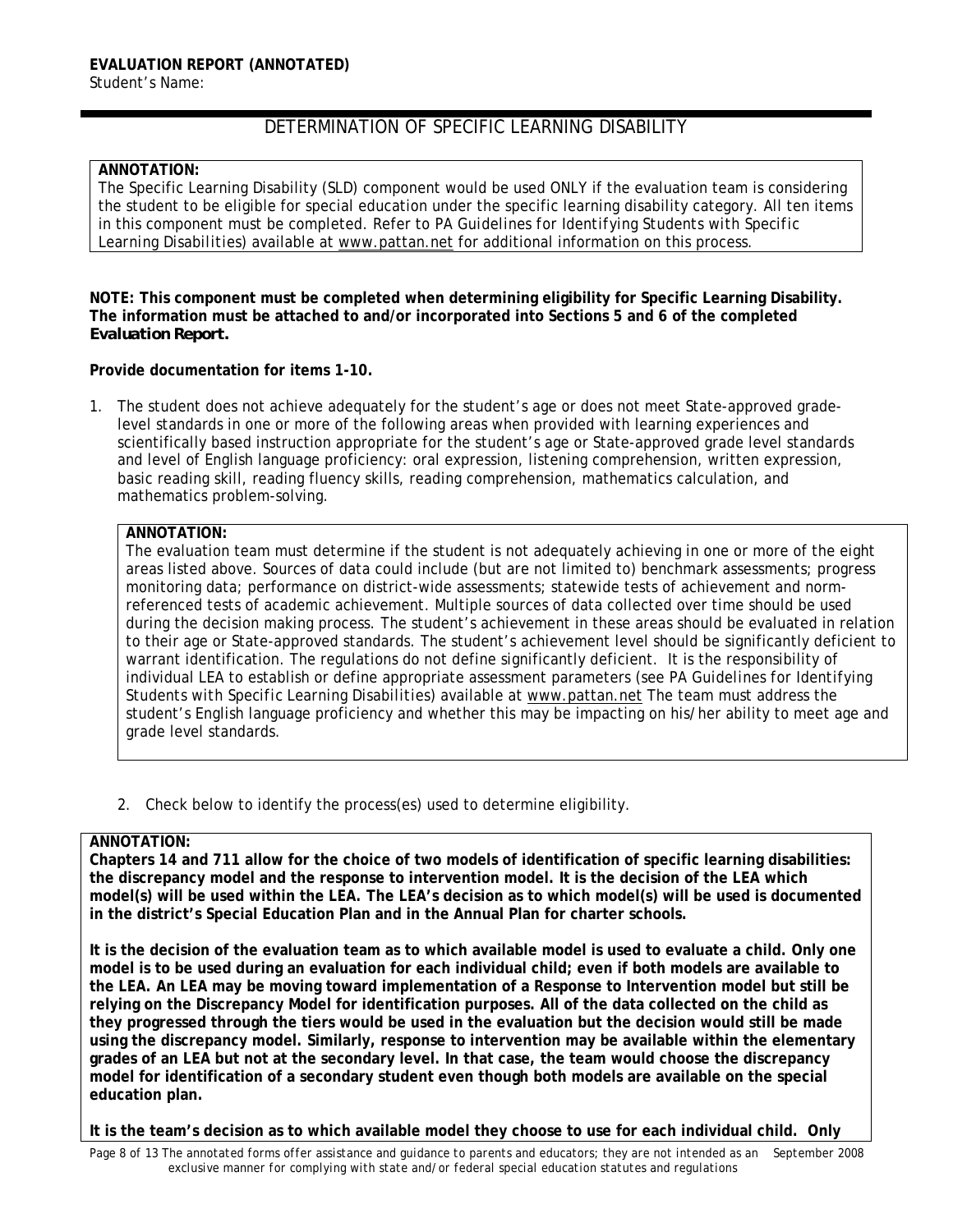**EVALUATION REPORT (ANNOTATED)**
Student's Name:

## DETERMINATION OF SPECIFIC LEARNING DISABILITY

**ANNOTATION:**
The Specific Learning Disability (SLD) component would be used ONLY if the evaluation team is considering the student to be eligible for special education under the specific learning disability category. All ten items in this component must be completed. Refer to *PA Guidelines for Identifying Students with Specific Learning Disabilities*) available at www.pattan.net for additional information on this process.

**NOTE: This component must be completed when determining eligibility for Specific Learning Disability. The information must be attached to and/or incorporated into Sections 5 and 6 of the completed *Evaluation Report*.**

**Provide documentation for items 1-10.**

1. The student does not achieve adequately for the student's age or does not meet State-approved grade-level standards in one or more of the following areas when provided with learning experiences and scientifically based instruction appropriate for the student's age or State-approved grade level standards and level of English language proficiency: oral expression, listening comprehension, written expression, basic reading skill, reading fluency skills, reading comprehension, mathematics calculation, and mathematics problem-solving.

   **ANNOTATION:**
   The evaluation team must determine if the student is not adequately achieving in one or more of the eight areas listed above. Sources of data could include (but are not limited to) benchmark assessments; progress monitoring data; performance on district-wide assessments; statewide tests of achievement and norm-referenced tests of academic achievement. Multiple sources of data collected over time should be used during the decision making process. The student's achievement in these areas should be evaluated in relation to their age or State-approved standards. The student's achievement level should be significantly deficient to warrant identification. The regulations do not define significantly deficient. It is the responsibility of individual LEA to establish or define appropriate assessment parameters (see *PA Guidelines for Identifying Students with Specific Learning Disabilities*) available at www.pattan.net The team must address the student's English language proficiency and whether this may be impacting on his/her ability to meet age and grade level standards.

2. Check below to identify the process(es) used to determine eligibility.

**ANNOTATION:**
**Chapters 14 and 711 allow for the choice of two models of identification of specific learning disabilities: the discrepancy model and the response to intervention model. It is the decision of the LEA which model(s) will be used within the LEA. The LEA's decision as to which model(s) will be used is documented in the district's Special Education Plan and in the Annual Plan for charter schools.**

**It is the decision of the evaluation team as to which available model is used to evaluate a child. Only one model is to be used during an evaluation for each individual child; even if both models are available to the LEA. An LEA may be moving toward implementation of a Response to Intervention model but still be relying on the Discrepancy Model for identification purposes. All of the data collected on the child as they progressed through the tiers would be used in the evaluation but the decision would still be made using the discrepancy model. Similarly, response to intervention may be available within the elementary grades of an LEA but not at the secondary level. In that case, the team would choose the discrepancy model for identification of a secondary student even though both models are available on the special education plan.**

**It is the team's decision as to which available model they choose to use for each individual child. Only**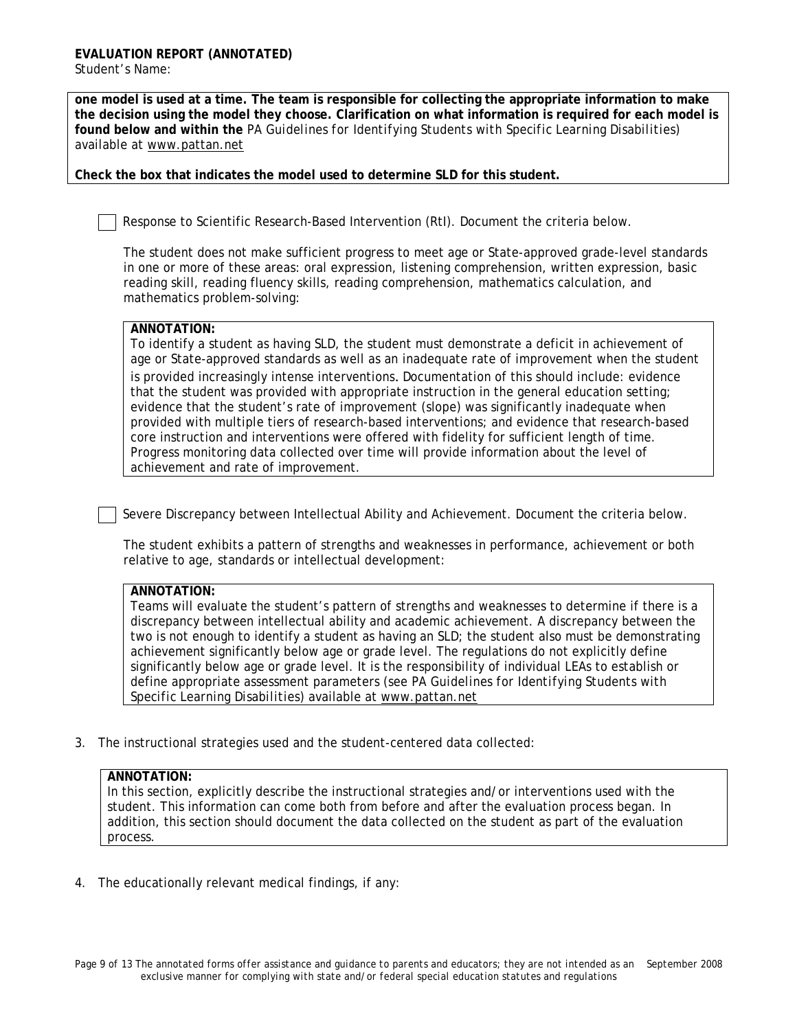**one model is used at a time. The team is responsible for collecting the appropriate information to make the decision using the model they choose. Clarification on what information is required for each model is found below and within the** *PA Guidelines for Identifying Students with Specific Learning Disabilities*) available at www.pattan.net

**Check the box that indicates the model used to determine SLD for this student.**

☐ Response to Scientific Research-Based Intervention (RtI). Document the criteria below.

The student does not make sufficient progress to meet age or State-approved grade-level standards in one or more of these areas: oral expression, listening comprehension, written expression, basic reading skill, reading fluency skills, reading comprehension, mathematics calculation, and mathematics problem-solving:

> **ANNOTATION:**
> To identify a student as having SLD, the student must demonstrate a deficit in achievement of age or State-approved standards as well as an inadequate rate of improvement when the student is provided increasingly intense interventions**.** Documentation of this should include: evidence that the student was provided with appropriate instruction in the general education setting; evidence that the student's rate of improvement (slope) was significantly inadequate when provided with multiple tiers of research-based interventions; and evidence that research-based core instruction and interventions were offered with fidelity for sufficient length of time. Progress monitoring data collected over time will provide information about the level of achievement and rate of improvement.

☐ Severe Discrepancy between Intellectual Ability and Achievement. Document the criteria below.

The student exhibits a pattern of strengths and weaknesses in performance, achievement or both relative to age, standards or intellectual development:

> **ANNOTATION:**
> Teams will evaluate the student's pattern of strengths and weaknesses to determine if there is a discrepancy between intellectual ability and academic achievement. A discrepancy between the two is not enough to identify a student as having an SLD; the student also must be demonstrating achievement significantly below age or grade level. The regulations do not explicitly define significantly below age or grade level. It is the responsibility of individual LEAs to establish or define appropriate assessment parameters (see *PA Guidelines for Identifying Students with Specific Learning Disabilities*) available at www.pattan.net

3. The instructional strategies used and the student-centered data collected:

> **ANNOTATION:**
> In this section, explicitly describe the instructional strategies and/or interventions used with the student. This information can come both from before and after the evaluation process began. In addition, this section should document the data collected on the student as part of the evaluation process.

4. The educationally relevant medical findings, if any: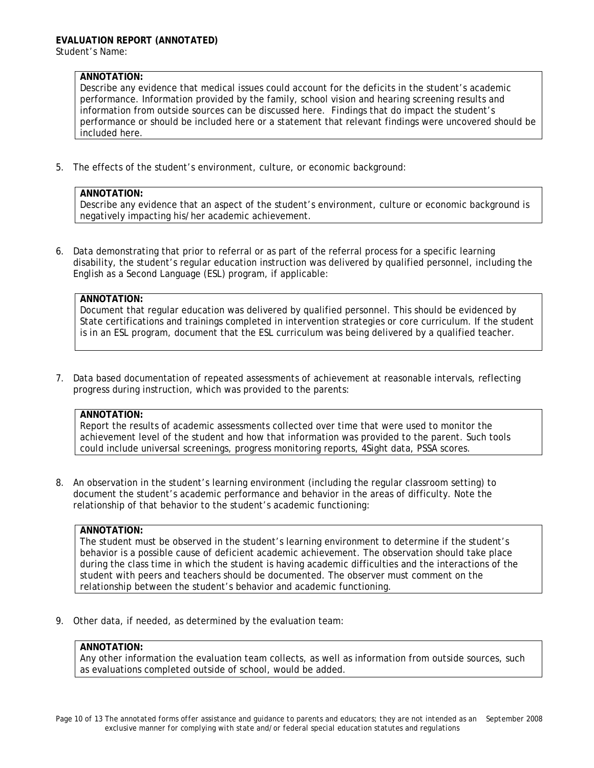**EVALUATION REPORT (ANNOTATED)**
Student's Name:

> **ANNOTATION:**
> Describe any evidence that medical issues could account for the deficits in the student's academic performance. Information provided by the family, school vision and hearing screening results and information from outside sources can be discussed here. Findings that do impact the student's performance or should be included here or a statement that relevant findings were uncovered should be included here.

5. The effects of the student's environment, culture, or economic background:

> **ANNOTATION:**
> Describe any evidence that an aspect of the student's environment, culture or economic background is negatively impacting his/her academic achievement.

6. Data demonstrating that prior to referral or as part of the referral process for a specific learning disability, the student's regular education instruction was delivered by qualified personnel, including the English as a Second Language (ESL) program, if applicable:

> **ANNOTATION:**
> Document that regular education was delivered by qualified personnel. This should be evidenced by State certifications and trainings completed in intervention strategies or core curriculum. If the student is in an ESL program, document that the ESL curriculum was being delivered by a qualified teacher.

7. Data based documentation of repeated assessments of achievement at reasonable intervals, reflecting progress during instruction, which was provided to the parents:

> **ANNOTATION:**
> Report the results of academic assessments collected over time that were used to monitor the achievement level of the student and how that information was provided to the parent. Such tools could include universal screenings, progress monitoring reports, 4Sight data, PSSA scores.

8. An observation in the student's learning environment (including the regular classroom setting) to document the student's academic performance and behavior in the areas of difficulty. Note the relationship of that behavior to the student's academic functioning:

> **ANNOTATION:**
> The student must be observed in the student's learning environment to determine if the student's behavior is a possible cause of deficient academic achievement. The observation should take place during the class time in which the student is having academic difficulties and the interactions of the student with peers and teachers should be documented. The observer must comment on the relationship between the student's behavior and academic functioning.

9. Other data, if needed, as determined by the evaluation team:

> **ANNOTATION:**
> Any other information the evaluation team collects, as well as information from outside sources, such as evaluations completed outside of school, would be added.

*The annotated forms offer assistance and guidance to parents and educators; they are not intended as an exclusive manner for complying with state and/or federal special education statutes and regulations*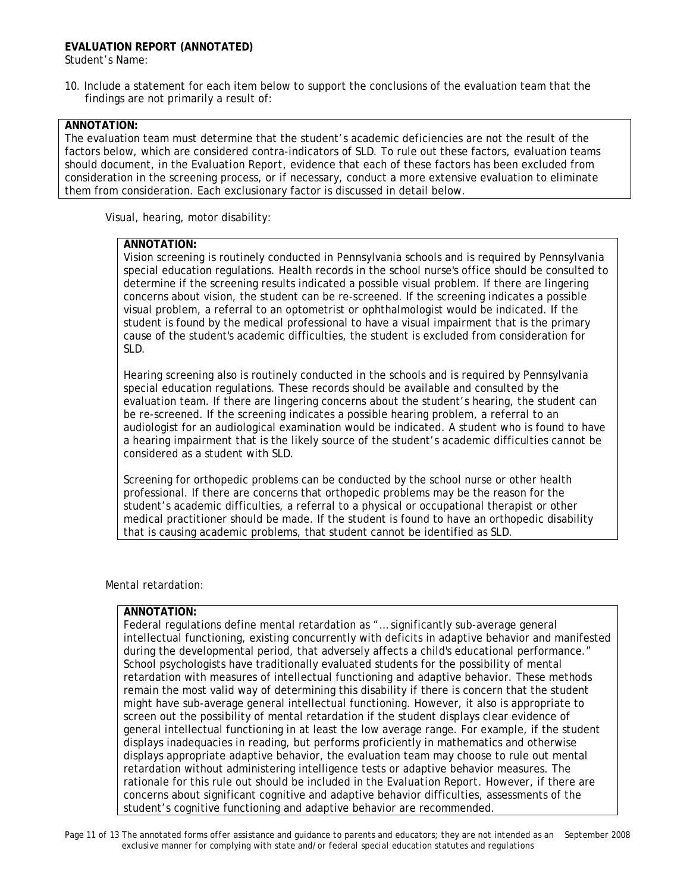**EVALUATION REPORT (ANNOTATED)**

Student's Name:

10. Include a statement for each item below to support the conclusions of the evaluation team that the findings are not primarily a result of:

**ANNOTATION:**
The evaluation team must determine that the student's academic deficiencies are not the result of the factors below, which are considered contra-indicators of SLD. To rule out these factors, evaluation teams should document, in the *Evaluation Report*, evidence that each of these factors has been excluded from consideration in the screening process, or if necessary, conduct a more extensive evaluation to eliminate them from consideration. Each exclusionary factor is discussed in detail below.

Visual, hearing, motor disability:

**ANNOTATION:**
Vision screening is routinely conducted in Pennsylvania schools and is required by Pennsylvania special education regulations. Health records in the school nurse's office should be consulted to determine if the screening results indicated a possible visual problem. If there are lingering concerns about vision, the student can be re-screened. If the screening indicates a possible visual problem, a referral to an optometrist or ophthalmologist would be indicated. If the student is found by the medical professional to have a visual impairment that is the primary cause of the student's academic difficulties, the student is excluded from consideration for SLD.

Hearing screening also is routinely conducted in the schools and is required by Pennsylvania special education regulations. These records should be available and consulted by the evaluation team. If there are lingering concerns about the student's hearing, the student can be re-screened. If the screening indicates a possible hearing problem, a referral to an audiologist for an audiological examination would be indicated. A student who is found to have a hearing impairment that is the likely source of the student's academic difficulties cannot be considered as a student with SLD.

Screening for orthopedic problems can be conducted by the school nurse or other health professional. If there are concerns that orthopedic problems may be the reason for the student's academic difficulties, a referral to a physical or occupational therapist or other medical practitioner should be made. If the student is found to have an orthopedic disability that is causing academic problems, that student cannot be identified as SLD.

Mental retardation:

**ANNOTATION:**
Federal regulations define mental retardation as "… significantly sub-average general intellectual functioning, existing concurrently with deficits in adaptive behavior and manifested during the developmental period, that adversely affects a child's educational performance." School psychologists have traditionally evaluated students for the possibility of mental retardation with measures of intellectual functioning and adaptive behavior. These methods remain the most valid way of determining this disability if there is concern that the student might have sub-average general intellectual functioning. However, it also is appropriate to screen out the possibility of mental retardation if the student displays clear evidence of general intellectual functioning in at least the low average range. For example, if the student displays inadequacies in reading, but performs proficiently in mathematics and otherwise displays appropriate adaptive behavior, the evaluation team may choose to rule out mental retardation without administering intelligence tests or adaptive behavior measures. The rationale for this rule out should be included in the *Evaluation Report*. However, if there are concerns about significant cognitive and adaptive behavior difficulties, assessments of the student's cognitive functioning and adaptive behavior are recommended.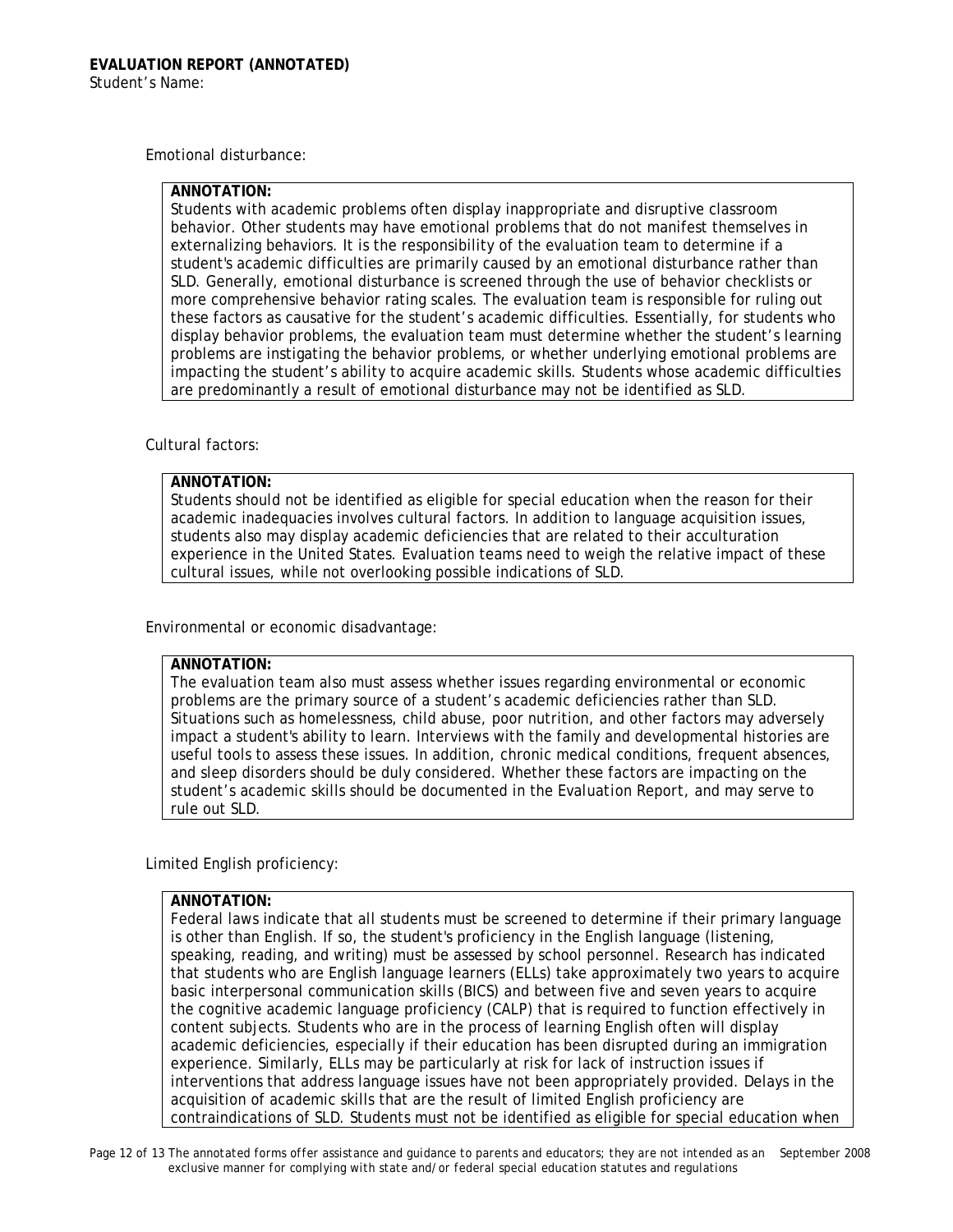Emotional disturbance:

**ANNOTATION:**
Students with academic problems often display inappropriate and disruptive classroom behavior. Other students may have emotional problems that do not manifest themselves in externalizing behaviors. It is the responsibility of the evaluation team to determine if a student's academic difficulties are primarily caused by an emotional disturbance rather than SLD. Generally, emotional disturbance is screened through the use of behavior checklists or more comprehensive behavior rating scales. The evaluation team is responsible for ruling out these factors as causative for the student's academic difficulties. Essentially, for students who display behavior problems, the evaluation team must determine whether the student's learning problems are instigating the behavior problems, or whether underlying emotional problems are impacting the student's ability to acquire academic skills. Students whose academic difficulties are predominantly a result of emotional disturbance may not be identified as SLD.

Cultural factors:

**ANNOTATION:**
Students should not be identified as eligible for special education when the reason for their academic inadequacies involves cultural factors. In addition to language acquisition issues, students also may display academic deficiencies that are related to their acculturation experience in the United States. Evaluation teams need to weigh the relative impact of these cultural issues, while not overlooking possible indications of SLD.

Environmental or economic disadvantage:

**ANNOTATION:**
The evaluation team also must assess whether issues regarding environmental or economic problems are the primary source of a student's academic deficiencies rather than SLD. Situations such as homelessness, child abuse, poor nutrition, and other factors may adversely impact a student's ability to learn. Interviews with the family and developmental histories are useful tools to assess these issues. In addition, chronic medical conditions, frequent absences, and sleep disorders should be duly considered. Whether these factors are impacting on the student's academic skills should be documented in the Evaluation Report, and may serve to rule out SLD.

Limited English proficiency:

**ANNOTATION:**
Federal laws indicate that all students must be screened to determine if their primary language is other than English. If so, the student's proficiency in the English language (listening, speaking, reading, and writing) must be assessed by school personnel. Research has indicated that students who are English language learners (ELLs) take approximately two years to acquire basic interpersonal communication skills (BICS) and between five and seven years to acquire the cognitive academic language proficiency (CALP) that is required to function effectively in content subjects. Students who are in the process of learning English often will display academic deficiencies, especially if their education has been disrupted during an immigration experience. Similarly, ELLs may be particularly at risk for lack of instruction issues if interventions that address language issues have not been appropriately provided. Delays in the acquisition of academic skills that are the result of limited English proficiency are contraindications of SLD. Students must not be identified as eligible for special education when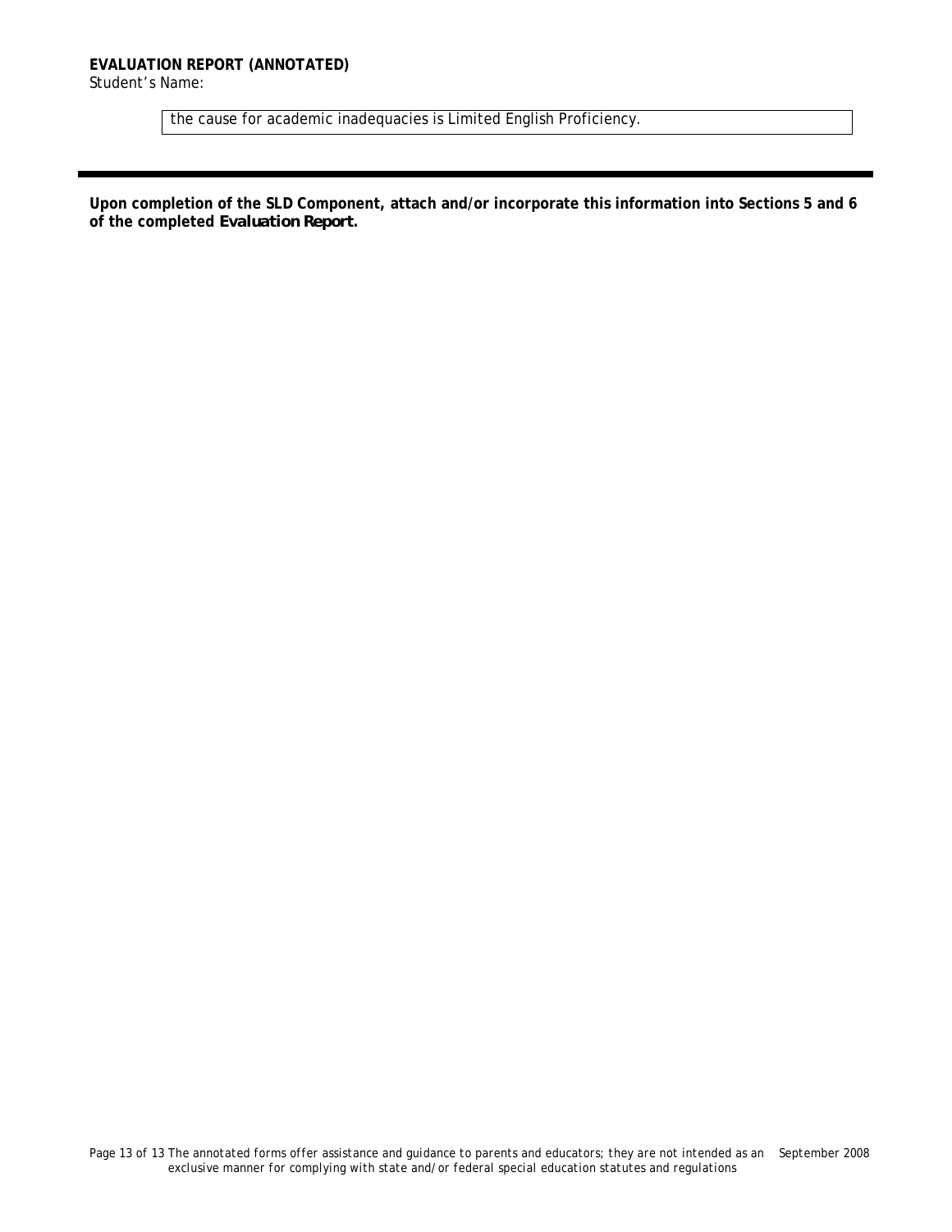the cause for academic inadequacies is Limited English Proficiency.

---

**Upon completion of the SLD Component, attach and/or incorporate this information into Sections 5 and 6 of the completed *Evaluation Report*.**